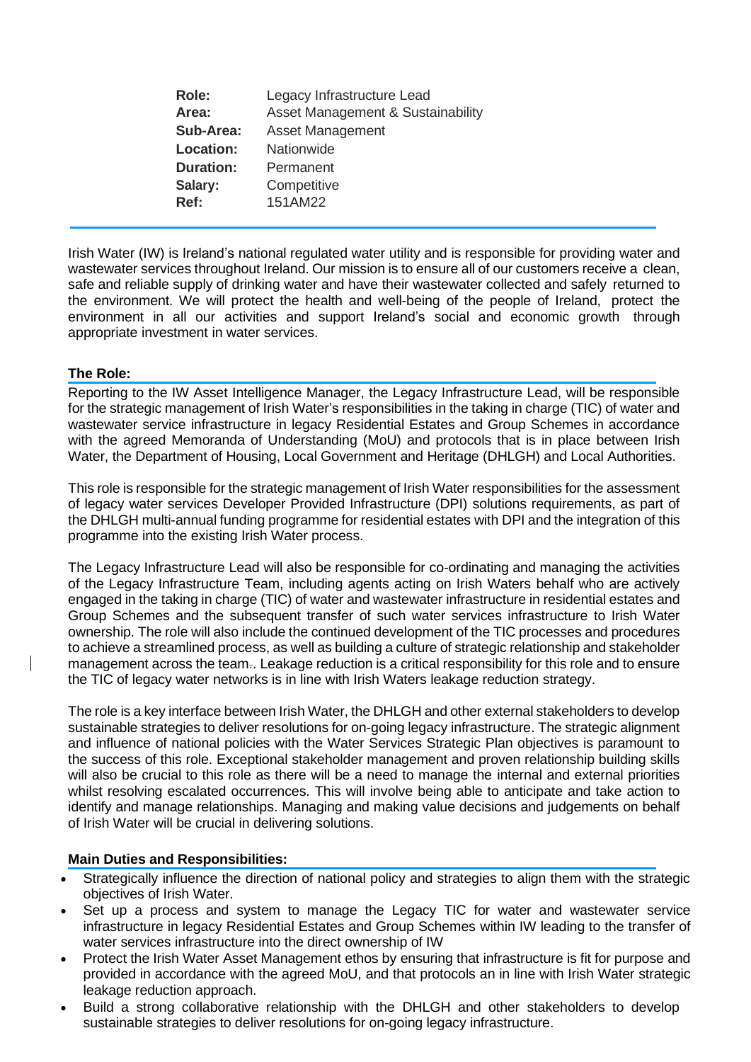| | |
|---|---|
| **Role:** | Legacy Infrastructure Lead |
| **Area:** | Asset Management & Sustainability |
| **Sub-Area:** | Asset Management |
| **Location:** | Nationwide |
| **Duration:** | Permanent |
| **Salary:** | Competitive |
| **Ref:** | 151AM22 |

Irish Water (IW) is Ireland's national regulated water utility and is responsible for providing water and wastewater services throughout Ireland. Our mission is to ensure all of our customers receive a clean, safe and reliable supply of drinking water and have their wastewater collected and safely returned to the environment. We will protect the health and well-being of the people of Ireland, protect the environment in all our activities and support Ireland's social and economic growth through appropriate investment in water services.

**The Role:**

Reporting to the IW Asset Intelligence Manager, the Legacy Infrastructure Lead, will be responsible for the strategic management of Irish Water's responsibilities in the taking in charge (TIC) of water and wastewater service infrastructure in legacy Residential Estates and Group Schemes in accordance with the agreed Memoranda of Understanding (MoU) and protocols that is in place between Irish Water, the Department of Housing, Local Government and Heritage (DHLGH) and Local Authorities.

This role is responsible for the strategic management of Irish Water responsibilities for the assessment of legacy water services Developer Provided Infrastructure (DPI) solutions requirements, as part of the DHLGH multi-annual funding programme for residential estates with DPI and the integration of this programme into the existing Irish Water process.

The Legacy Infrastructure Lead will also be responsible for co-ordinating and managing the activities of the Legacy Infrastructure Team, including agents acting on Irish Waters behalf who are actively engaged in the taking in charge (TIC) of water and wastewater infrastructure in residential estates and Group Schemes and the subsequent transfer of such water services infrastructure to Irish Water ownership. The role will also include the continued development of the TIC processes and procedures to achieve a streamlined process, as well as building a culture of strategic relationship and stakeholder management across the team. Leakage reduction is a critical responsibility for this role and to ensure the TIC of legacy water networks is in line with Irish Waters leakage reduction strategy.

The role is a key interface between Irish Water, the DHLGH and other external stakeholders to develop sustainable strategies to deliver resolutions for on-going legacy infrastructure. The strategic alignment and influence of national policies with the Water Services Strategic Plan objectives is paramount to the success of this role. Exceptional stakeholder management and proven relationship building skills will also be crucial to this role as there will be a need to manage the internal and external priorities whilst resolving escalated occurrences. This will involve being able to anticipate and take action to identify and manage relationships. Managing and making value decisions and judgements on behalf of Irish Water will be crucial in delivering solutions.

**Main Duties and Responsibilities:**

- Strategically influence the direction of national policy and strategies to align them with the strategic objectives of Irish Water.
- Set up a process and system to manage the Legacy TIC for water and wastewater service infrastructure in legacy Residential Estates and Group Schemes within IW leading to the transfer of water services infrastructure into the direct ownership of IW
- Protect the Irish Water Asset Management ethos by ensuring that infrastructure is fit for purpose and provided in accordance with the agreed MoU, and that protocols an in line with Irish Water strategic leakage reduction approach.
- Build a strong collaborative relationship with the DHLGH and other stakeholders to develop sustainable strategies to deliver resolutions for on-going legacy infrastructure.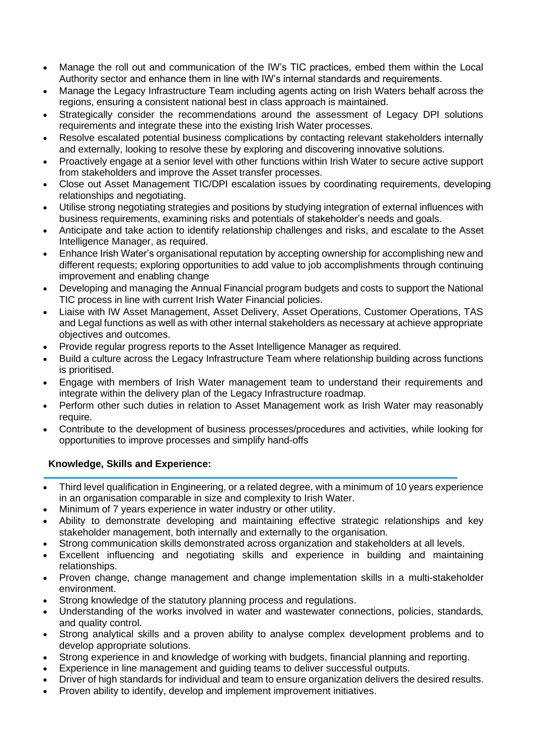- Manage the roll out and communication of the IW's TIC practices, embed them within the Local Authority sector and enhance them in line with IW's internal standards and requirements.
- Manage the Legacy Infrastructure Team including agents acting on Irish Waters behalf across the regions, ensuring a consistent national best in class approach is maintained.
- Strategically consider the recommendations around the assessment of Legacy DPI solutions requirements and integrate these into the existing Irish Water processes.
- Resolve escalated potential business complications by contacting relevant stakeholders internally and externally, looking to resolve these by exploring and discovering innovative solutions.
- Proactively engage at a senior level with other functions within Irish Water to secure active support from stakeholders and improve the Asset transfer processes.
- Close out Asset Management TIC/DPI escalation issues by coordinating requirements, developing relationships and negotiating.
- Utilise strong negotiating strategies and positions by studying integration of external influences with business requirements, examining risks and potentials of stakeholder's needs and goals.
- Anticipate and take action to identify relationship challenges and risks, and escalate to the Asset Intelligence Manager, as required.
- Enhance Irish Water's organisational reputation by accepting ownership for accomplishing new and different requests; exploring opportunities to add value to job accomplishments through continuing improvement and enabling change
- Developing and managing the Annual Financial program budgets and costs to support the National TIC process in line with current Irish Water Financial policies.
- Liaise with IW Asset Management, Asset Delivery, Asset Operations, Customer Operations, TAS and Legal functions as well as with other internal stakeholders as necessary at achieve appropriate objectives and outcomes.
- Provide regular progress reports to the Asset Intelligence Manager as required.
- Build a culture across the Legacy Infrastructure Team where relationship building across functions is prioritised.
- Engage with members of Irish Water management team to understand their requirements and integrate within the delivery plan of the Legacy Infrastructure roadmap.
- Perform other such duties in relation to Asset Management work as Irish Water may reasonably require.
- Contribute to the development of business processes/procedures and activities, while looking for opportunities to improve processes and simplify hand-offs

## Knowledge, Skills and Experience:

- Third level qualification in Engineering, or a related degree, with a minimum of 10 years experience in an organisation comparable in size and complexity to Irish Water.
- Minimum of 7 years experience in water industry or other utility.
- Ability to demonstrate developing and maintaining effective strategic relationships and key stakeholder management, both internally and externally to the organisation.
- Strong communication skills demonstrated across organization and stakeholders at all levels.
- Excellent influencing and negotiating skills and experience in building and maintaining relationships.
- Proven change, change management and change implementation skills in a multi-stakeholder environment.
- Strong knowledge of the statutory planning process and regulations.
- Understanding of the works involved in water and wastewater connections, policies, standards, and quality control.
- Strong analytical skills and a proven ability to analyse complex development problems and to develop appropriate solutions.
- Strong experience in and knowledge of working with budgets, financial planning and reporting.
- Experience in line management and guiding teams to deliver successful outputs.
- Driver of high standards for individual and team to ensure organization delivers the desired results.
- Proven ability to identify, develop and implement improvement initiatives.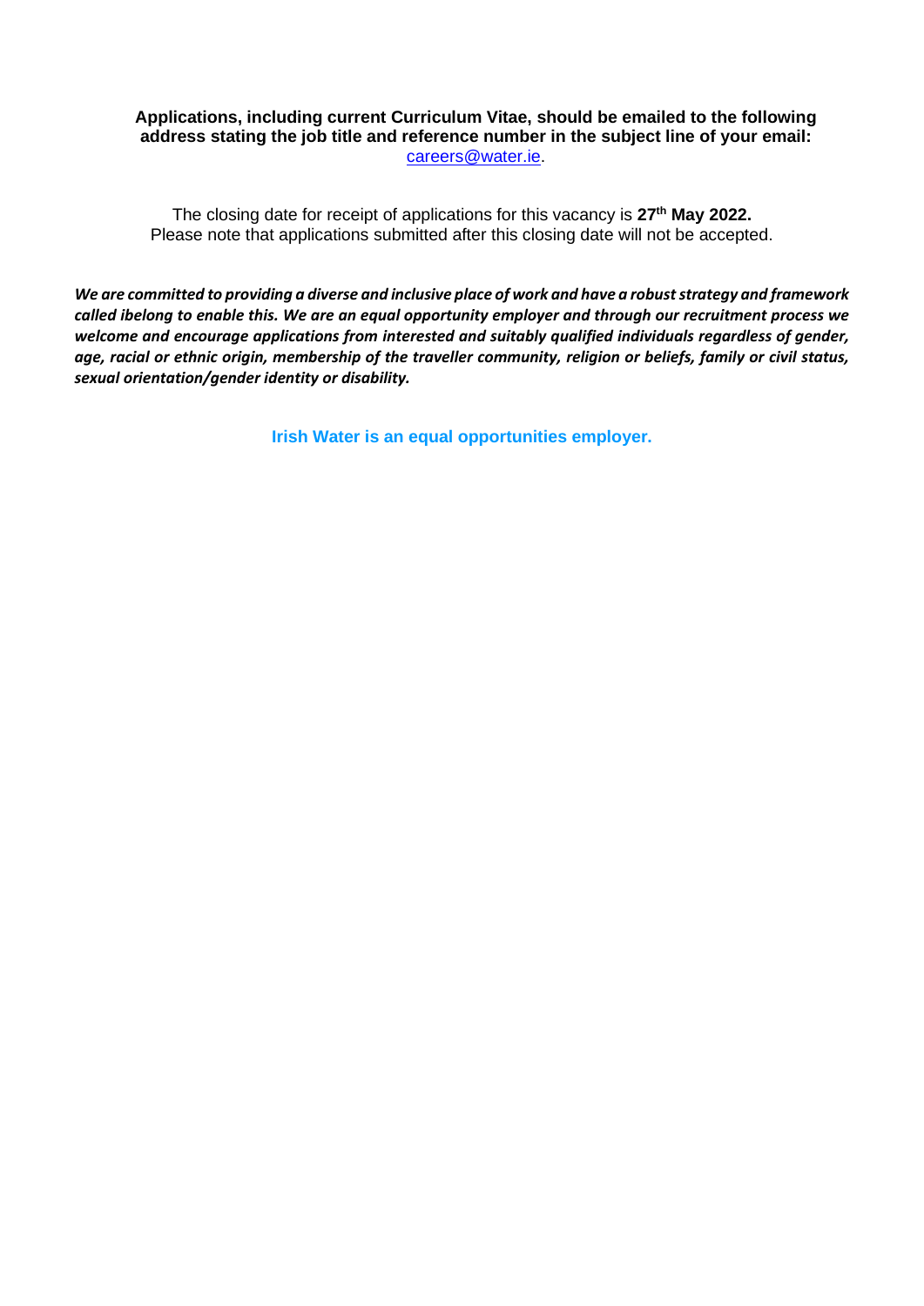**Applications, including current Curriculum Vitae, should be emailed to the following address stating the job title and reference number in the subject line of your email:** careers@water.ie.

The closing date for receipt of applications for this vacancy is **27th May 2022.** Please note that applications submitted after this closing date will not be accepted.

***We are committed to providing a diverse and inclusive place of work and have a robust strategy and framework called ibelong to enable this. We are an equal opportunity employer and through our recruitment process we welcome and encourage applications from interested and suitably qualified individuals regardless of gender, age, racial or ethnic origin, membership of the traveller community, religion or beliefs, family or civil status, sexual orientation/gender identity or disability.***

**Irish Water is an equal opportunities employer.**